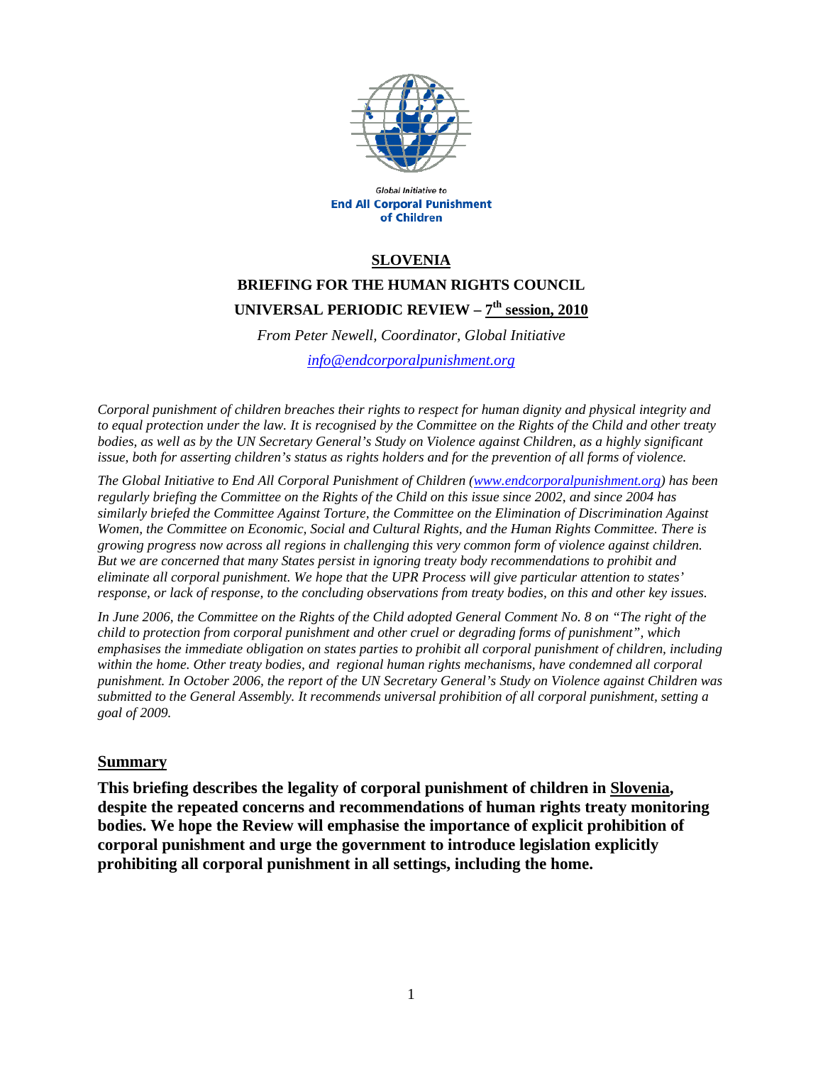Global Initiative to
**End All Corporal Punishment of Children**

# SLOVENIA

## BRIEFING FOR THE HUMAN RIGHTS COUNCIL

## UNIVERSAL PERIODIC REVIEW – 7th session, 2010

*From Peter Newell, Coordinator, Global Initiative*

*info@endcorporalpunishment.org*

*Corporal punishment of children breaches their rights to respect for human dignity and physical integrity and to equal protection under the law. It is recognised by the Committee on the Rights of the Child and other treaty bodies, as well as by the UN Secretary General's Study on Violence against Children, as a highly significant issue, both for asserting children's status as rights holders and for the prevention of all forms of violence.*

*The Global Initiative to End All Corporal Punishment of Children (www.endcorporalpunishment.org) has been regularly briefing the Committee on the Rights of the Child on this issue since 2002, and since 2004 has similarly briefed the Committee Against Torture, the Committee on the Elimination of Discrimination Against Women, the Committee on Economic, Social and Cultural Rights, and the Human Rights Committee. There is growing progress now across all regions in challenging this very common form of violence against children. But we are concerned that many States persist in ignoring treaty body recommendations to prohibit and eliminate all corporal punishment. We hope that the UPR Process will give particular attention to states' response, or lack of response, to the concluding observations from treaty bodies, on this and other key issues.*

*In June 2006, the Committee on the Rights of the Child adopted General Comment No. 8 on "The right of the child to protection from corporal punishment and other cruel or degrading forms of punishment", which emphasises the immediate obligation on states parties to prohibit all corporal punishment of children, including within the home. Other treaty bodies, and regional human rights mechanisms, have condemned all corporal punishment. In October 2006, the report of the UN Secretary General's Study on Violence against Children was submitted to the General Assembly. It recommends universal prohibition of all corporal punishment, setting a goal of 2009.*

### Summary

**This briefing describes the legality of corporal punishment of children in Slovenia, despite the repeated concerns and recommendations of human rights treaty monitoring bodies. We hope the Review will emphasise the importance of explicit prohibition of corporal punishment and urge the government to introduce legislation explicitly prohibiting all corporal punishment in all settings, including the home.**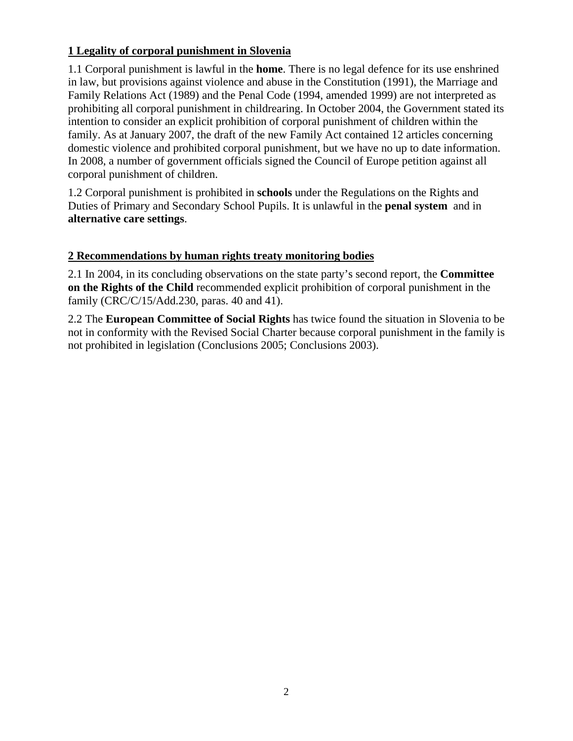## 1 Legality of corporal punishment in Slovenia

1.1 Corporal punishment is lawful in the **home**. There is no legal defence for its use enshrined in law, but provisions against violence and abuse in the Constitution (1991), the Marriage and Family Relations Act (1989) and the Penal Code (1994, amended 1999) are not interpreted as prohibiting all corporal punishment in childrearing. In October 2004, the Government stated its intention to consider an explicit prohibition of corporal punishment of children within the family. As at January 2007, the draft of the new Family Act contained 12 articles concerning domestic violence and prohibited corporal punishment, but we have no up to date information. In 2008, a number of government officials signed the Council of Europe petition against all corporal punishment of children.

1.2 Corporal punishment is prohibited in **schools** under the Regulations on the Rights and Duties of Primary and Secondary School Pupils. It is unlawful in the **penal system** and in **alternative care settings**.

## 2 Recommendations by human rights treaty monitoring bodies

2.1 In 2004, in its concluding observations on the state party's second report, the **Committee on the Rights of the Child** recommended explicit prohibition of corporal punishment in the family (CRC/C/15/Add.230, paras. 40 and 41).

2.2 The **European Committee of Social Rights** has twice found the situation in Slovenia to be not in conformity with the Revised Social Charter because corporal punishment in the family is not prohibited in legislation (Conclusions 2005; Conclusions 2003).